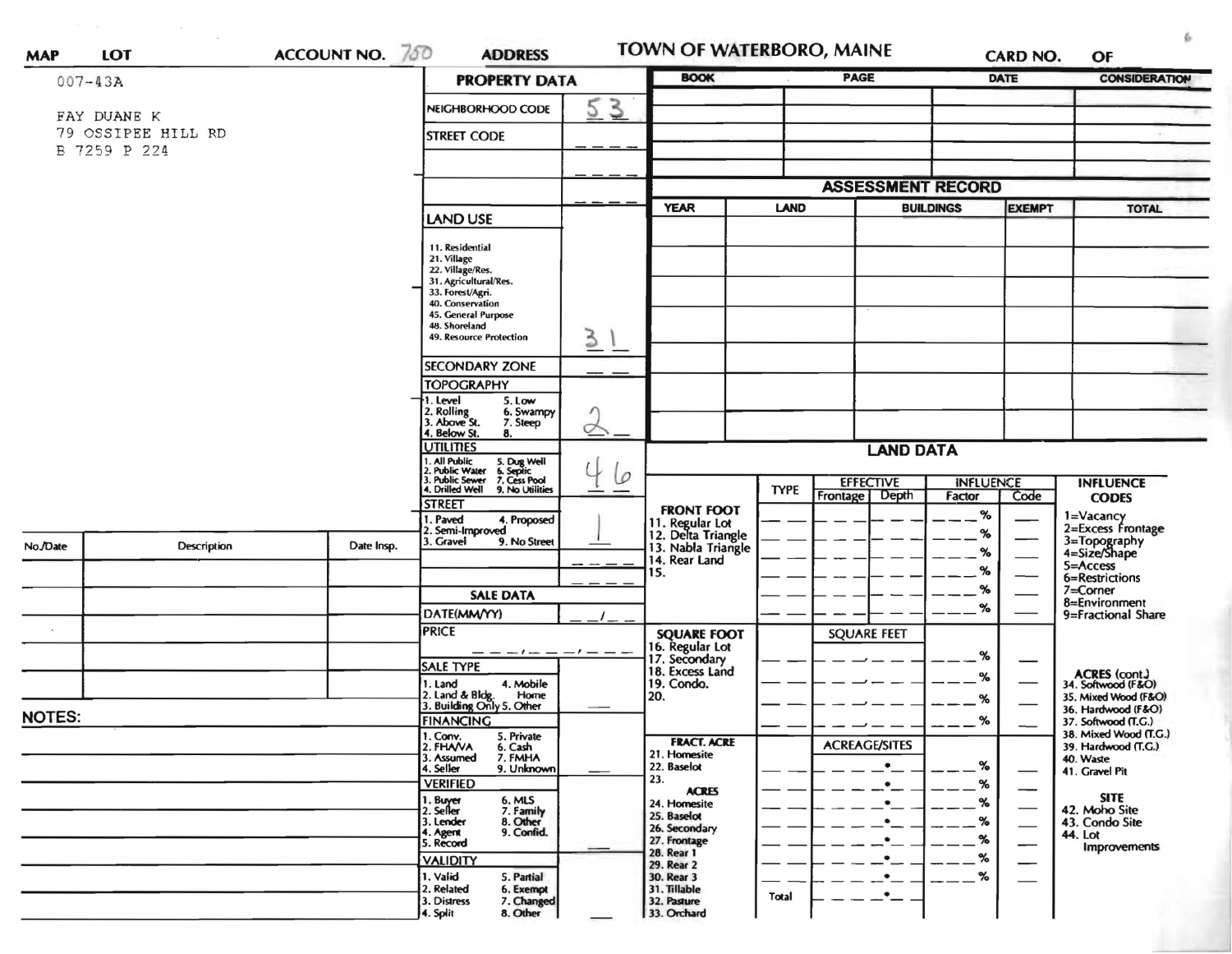# TOWN OF WATERBORO, MAINE

**MAP** **LOT** **ACCOUNT NO.** 750 **ADDRESS** **CARD NO.** **OF**

007-43A

FAY DUANE K
79 OSSIPEE HILL RD
B 7259 P 224

## PROPERTY DATA

| Field | Value |
|---|---|
| NEIGHBORHOOD CODE | 53 |
| STREET CODE | |
| LAND USE (11. Residential, 21. Village, 22. Village/Res., 31. Agricultural/Res., 33. Forest/Agri., 40. Conservation, 45. General Purpose, 48. Shoreland, 49. Resource Protection) | 31 |
| SECONDARY ZONE | |
| TOPOGRAPHY (1. Level, 2. Rolling, 3. Above St., 4. Below St., 5. Low, 6. Swampy, 7. Steep, 8.) | 2 |
| UTILITIES (1. All Public, 2. Public Water, 3. Public Sewer, 4. Drilled Well, 5. Dug Well, 6. Septic, 7. Cess Pool, 9. No Utilities) | 4 6 |
| STREET (1. Paved, 2. Semi-Improved, 3. Gravel, 4. Proposed, 9. No Street) | 1 |

## SALE DATA

| Field | Value |
|---|---|
| DATE(MM/YY) | |
| PRICE | |
| SALE TYPE (1. Land, 2. Land & Bldg., 3. Building Only, 4. Mobile Home, 5. Other) | |
| FINANCING (1. Conv., 2. FHA/VA, 3. Assumed, 4. Seller, 5. Private, 6. Cash, 7. FMHA, 9. Unknown) | |
| VERIFIED (1. Buyer, 2. Seller, 3. Lender, 4. Agent, 5. Record, 6. MLS, 7. Family, 8. Other, 9. Confid.) | |
| VALIDITY (1. Valid, 2. Related, 3. Distress, 4. Split, 5. Partial, 6. Exempt, 7. Changed, 8. Other) | |

| BOOK | PAGE | DATE | CONSIDERATION |
|---|---|---|---|
| | | | |

## ASSESSMENT RECORD

| YEAR | LAND | BUILDINGS | EXEMPT | TOTAL |
|---|---|---|---|---|
| | | | | |

| No./Date | Description | Date Insp. |
|---|---|---|
| | | |

**NOTES:**

## LAND DATA

| | TYPE | EFFECTIVE Frontage | Depth | INFLUENCE Factor | Code |
|---|---|---|---|---|---|
| FRONT FOOT: 11. Regular Lot, 12. Delta Triangle, 13. Nabla Triangle, 14. Rear Land, 15. | | | | % | |
| SQUARE FOOT: 16. Regular Lot, 17. Secondary, 18. Excess Land, 19. Condo., 20. | | SQUARE FEET | | % | |
| FRACT. ACRE: 21. Homesite, 22. Baselot, 23. ACRES: 24. Homesite, 25. Baselot, 26. Secondary, 27. Frontage, 28. Rear 1, 29. Rear 2, 30. Rear 3, 31. Tillable, 32. Pasture, 33. Orchard | | ACREAGE/SITES | | % | |
| | Total | | | | |

**INFLUENCE CODES**
1=Vacancy
2=Excess Frontage
3=Topography
4=Size/Shape
5=Access
6=Restrictions
7=Corner
8=Environment
9=Fractional Share

**ACRES (cont.)**
34. Softwood (F&O)
35. Mixed Wood (F&O)
36. Hardwood (F&O)
37. Softwood (T.G.)
38. Mixed Wood (T.G.)
39. Hardwood (T.G.)
40. Waste
41. Gravel Pit

**SITE**
42. Moho Site
43. Condo Site
44. Lot Improvements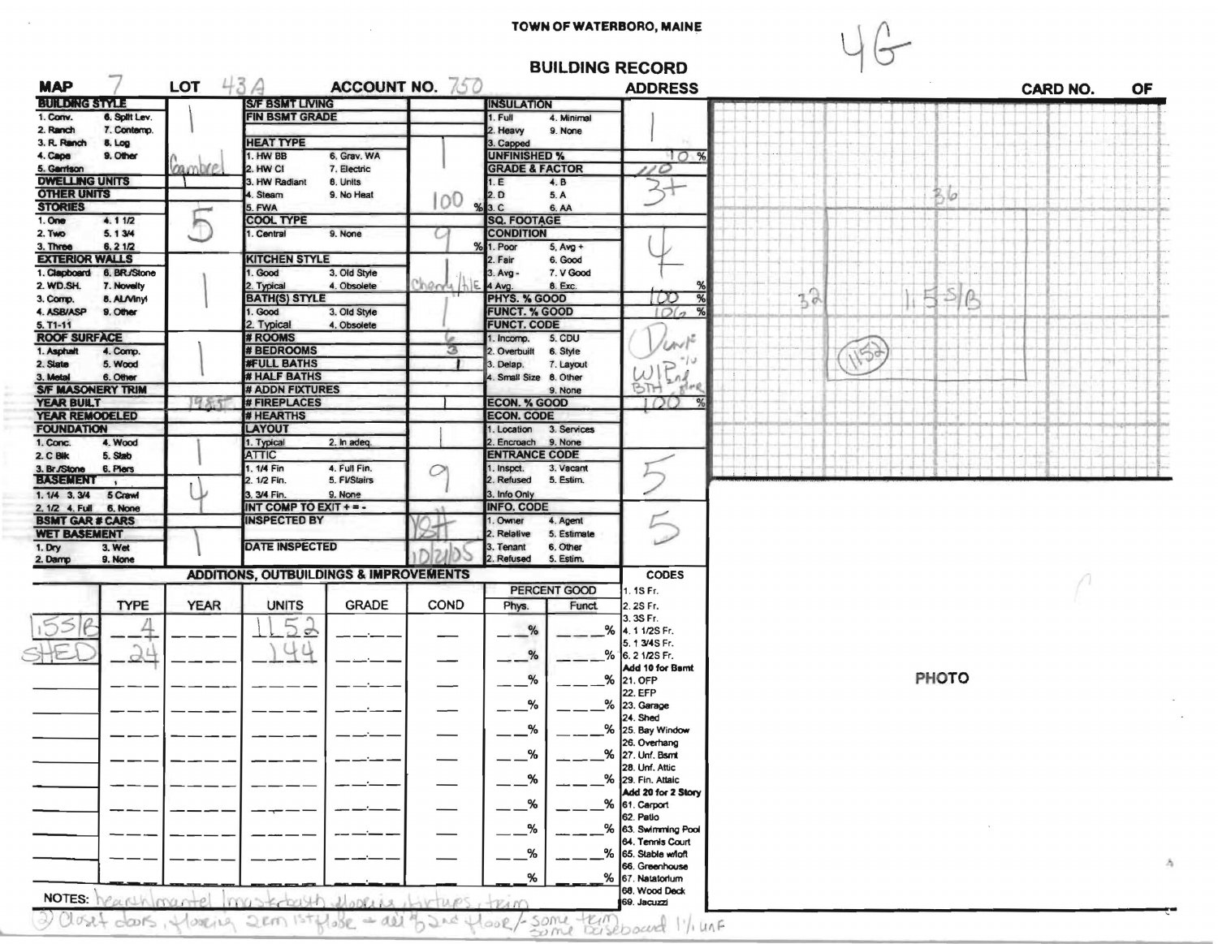**TOWN OF WATERBORO, MAINE**

4G

## BUILDING RECORD

**MAP** 7 **LOT** 43A **ACCOUNT NO.** 750 **ADDRESS** **CARD NO.** **OF**

| Field | Options | Value | Field | Options | Value | Field | Options | Value |
|---|---|---|---|---|---|---|---|---|
| BUILDING STYLE | 1. Conv. 6. Split Lev. 2. Ranch 7. Contemp. 3. R. Ranch 8. Log 4. Cape 9. Other 5. Garrison | 1 Gambrel | S/F BSMT LIVING | | | INSULATION | 1. Full 4. Minimal 2. Heavy 9. None 3. Capped | 1 |
| DWELLING UNITS | | 1 | FIN BSMT GRADE | | | UNFINISHED % | | 10 % |
| OTHER UNITS | | | HEAT TYPE | 1. HW BB 6. Grav. WA 2. HW CI 7. Electric 3. HW Radiant 8. Units 4. Steam 9. No Heat 5. FWA | 1 100 % | GRADE & FACTOR | 1. E 4. B 2. D 5. A 3. C 6. AA | 110 3+ |
| STORIES | 1. One 4. 1 1/2 2. Two 5. 1 3/4 3. Three 6. 2 1/2 | 5 | COOL TYPE | 1. Central 9. None | 9 % | SQ. FOOTAGE | | |
| EXTERIOR WALLS | 1. Clapboard 6. BR/Stone 2. WD.SH. 7. Novelty 3. Comp. 8. AL/Vinyl 4. ASB/ASP 9. Other 5. T1-11 | 1 | KITCHEN STYLE | 1. Good 3. Old Style 2. Typical 4. Obsolete | Cherry/tile | CONDITION | 1. Poor 5. Avg + 2. Fair 6. Good 3. Avg - 7. V Good 4 Avg. 8. Exc. | 4 |
| ROOF SURFACE | 1. Asphalt 4. Comp. 2. Slate 5. Wood 3. Metal 6. Other | 1 | BATH(S) STYLE | 1. Good 3. Old Style 2. Typical 4. Obsolete | 1 | PHYS. % GOOD | | 100 % |
| S/F MASONERY TRIM | | | # ROOMS | | 6 | FUNCT. % GOOD | | 100 % |
| YEAR BUILT | | 1985 | # BEDROOMS | | 3 | FUNCT. CODE | 1. Incomp. 5. CDU 2. Overbuilt 6. Style 3. Delap. 7. Layout 4. Small Size 8. Other 9. None | Dump w/o WIP 2nd BTH floor |
| YEAR REMODELED | | | #FULL BATHS | | 1 | | | |
| FOUNDATION | 1. Conc. 4. Wood 2. C Blk 5. Slab 3. Br./Stone 6. Piers | 1 | #HALF BATHS | | | | | |
| BASEMENT | 1. 1/4 3. 3/4 5 Crawl 2. 1/2 4. Full 6. None | 4 | # ADDN FIXTURES | | | | | |
| BSMT GAR # CARS | | | # FIREPLACES | | 1 | ECON. % GOOD | | 100 % |
| WET BASEMENT | 1. Dry 3. Wet 2. Damp 9. None | 1 | # HEARTHS | | | ECON. CODE | 1. Location 3. Services 2. Encroach 9. None | |
| | | | LAYOUT | 1. Typical 2. In adeq. | 1 | ENTRANCE CODE | 1. Inspct. 3. Vacant 2. Refused 5. Estim. | 5 |
| | | | ATTIC | 1. 1/4 Fin 4. Full Fin. 2. 1/2 Fin. 5. Fl/Stairs 3. 3/4 Fin. 9. None | 9 | INFO. CODE | 1. Owner 4. Agent 2. Relative 5. Estimate 3. Tenant 6. Other 3. Refused 5. Estim. | 5 |
| | | | INT COMP TO EXIT + = - | | | | | |
| | | | INSPECTED BY | | YGH | | | |
| | | | DATE INSPECTED | | 10/21/05 | | | |

Sketch: 36 x 32, 1.5 S/B, (1152)

### ADDITIONS, OUTBUILDINGS & IMPROVEMENTS

| | TYPE | YEAR | UNITS | GRADE | COND | PERCENT GOOD Phys. | Funct. |
|---|---|---|---|---|---|---|---|
| 1.5 S/B | 4 | | 1152 | | | % | % |
| SHED | 24 | | 144 | | | % | % |
| | | | | | | % | % |
| | | | | | | % | % |
| | | | | | | % | % |
| | | | | | | % | % |
| | | | | | | % | % |
| | | | | | | % | % |
| | | | | | | % | % |
| | | | | | | % | % |
| | | | | | | % | % |

**CODES**
1. 1S Fr.
2. 2S Fr.
3. 3S Fr.
4. 1 1/2S Fr.
5. 1 3/4S Fr.
6. 2 1/2S Fr.

Add 10 for Bsmt
21. OFP
22. EFP
23. Garage
24. Shed
25. Bay Window
26. Overhang
27. Unf. Bsmt
28. Unf. Attic
29. Fin. Attaic

Add 20 for 2 Story
61. Carport
62. Patio
63. Swimming Pool
64. Tennis Court
65. Stable w/loft
66. Greenhouse
67. Natatorium
68. Wood Deck
69. Jacuzzi

PHOTO

NOTES: hearth/mantel / master bath flooring, fixtures, trim
(2) Closet doors, flooring 2 rm 1st floor + all of 2nd floor / - some trim, some baseboard 1% unf